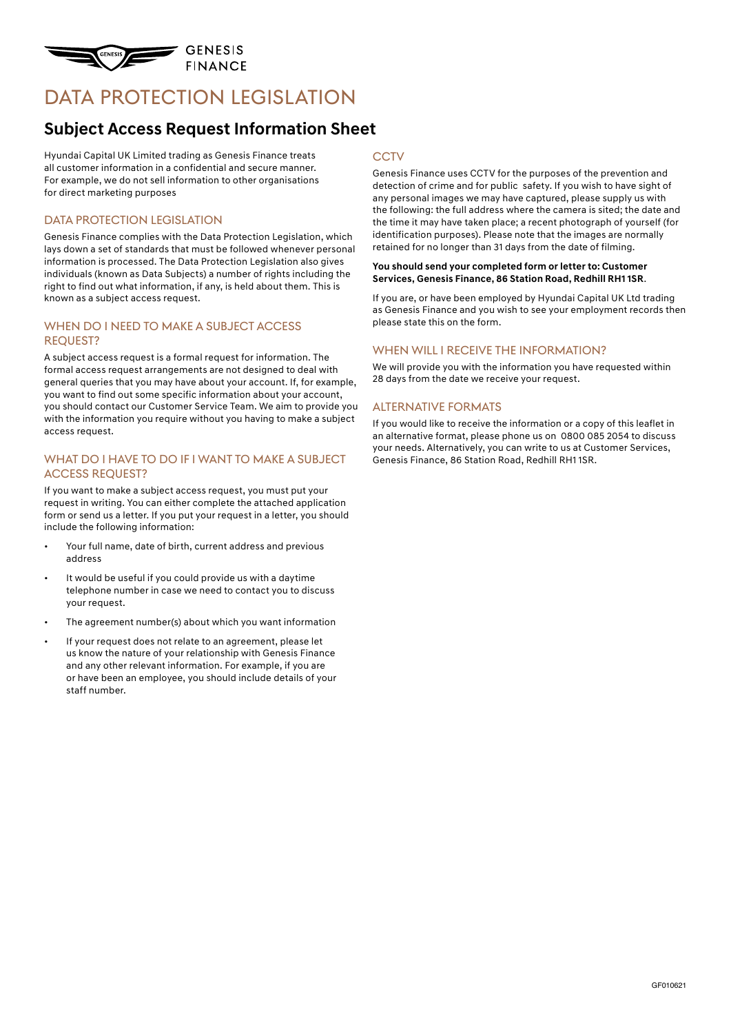GENESIS FINANCE

# DATA PROTECTION LEGISLATION

## Subject Access Request Information Sheet

Hyundai Capital UK Limited trading as Genesis Finance treats all customer information in a confidential and secure manner. For example, we do not sell information to other organisations for direct marketing purposes

### DATA PROTECTION LEGISLATION

Genesis Finance complies with the Data Protection Legislation, which lays down a set of standards that must be followed whenever personal information is processed. The Data Protection Legislation also gives individuals (known as Data Subjects) a number of rights including the right to find out what information, if any, is held about them. This is known as a subject access request.

### WHEN DO I NEED TO MAKE A SUBJECT ACCESS REQUEST?

A subject access request is a formal request for information. The formal access request arrangements are not designed to deal with general queries that you may have about your account. If, for example, you want to find out some specific information about your account, you should contact our Customer Service Team. We aim to provide you with the information you require without you having to make a subject access request.

### WHAT DO I HAVE TO DO IF I WANT TO MAKE A SUBJECT ACCESS REQUEST?

If you want to make a subject access request, you must put your request in writing. You can either complete the attached application form or send us a letter. If you put your request in a letter, you should include the following information:

- Your full name, date of birth, current address and previous address
- It would be useful if you could provide us with a daytime telephone number in case we need to contact you to discuss your request.
- The agreement number(s) about which you want information
- If your request does not relate to an agreement, please let us know the nature of your relationship with Genesis Finance and any other relevant information. For example, if you are or have been an employee, you should include details of your staff number.

### CCTV

Genesis Finance uses CCTV for the purposes of the prevention and detection of crime and for public safety. If you wish to have sight of any personal images we may have captured, please supply us with the following: the full address where the camera is sited; the date and the time it may have taken place; a recent photograph of yourself (for identification purposes). Please note that the images are normally retained for no longer than 31 days from the date of filming.

**You should send your completed form or letter to: Customer Services, Genesis Finance, 86 Station Road, Redhill RH1 1SR**.

If you are, or have been employed by Hyundai Capital UK Ltd trading as Genesis Finance and you wish to see your employment records then please state this on the form.

### WHEN WILL I RECEIVE THE INFORMATION?

We will provide you with the information you have requested within 28 days from the date we receive your request.

### ALTERNATIVE FORMATS

If you would like to receive the information or a copy of this leaflet in an alternative format, please phone us on 0800 085 2054 to discuss your needs. Alternatively, you can write to us at Customer Services, Genesis Finance, 86 Station Road, Redhill RH1 1SR.

GF010621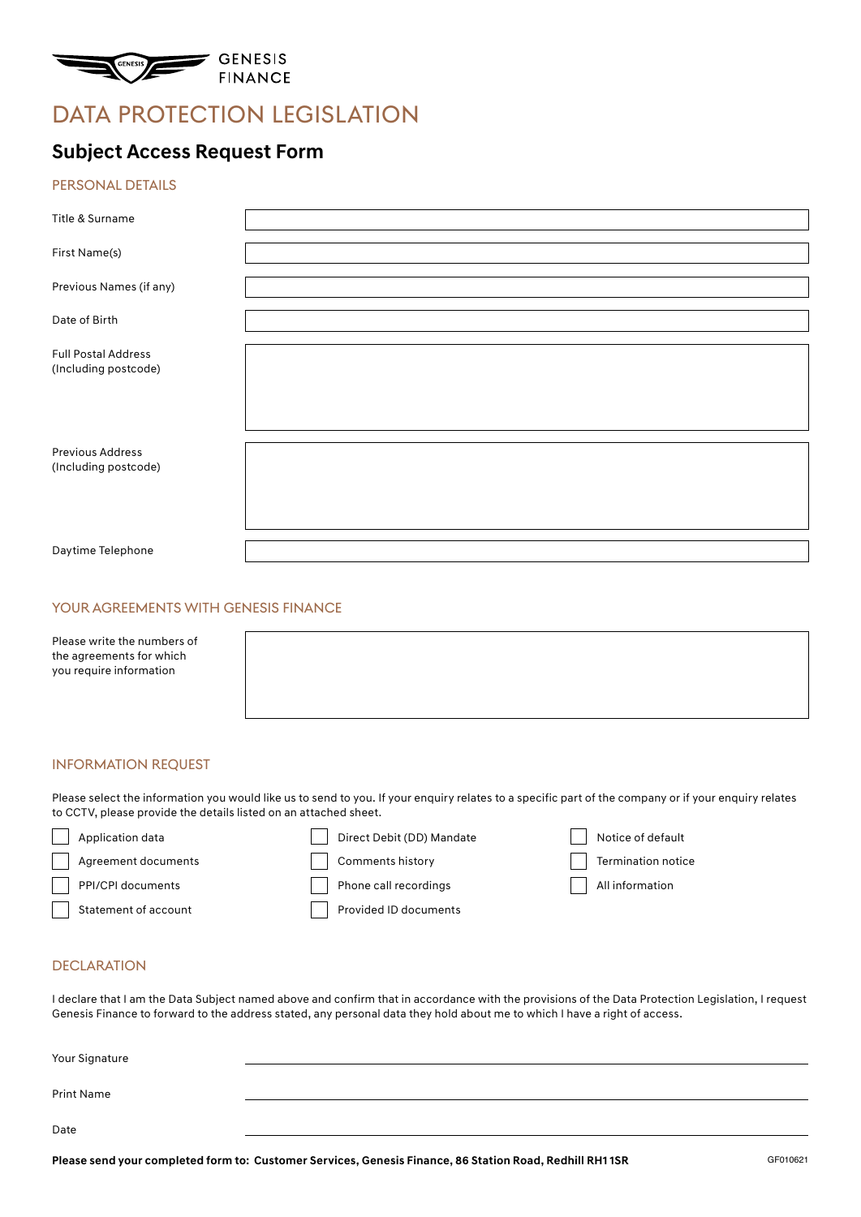GENESIS FINANCE

# DATA PROTECTION LEGISLATION

## Subject Access Request Form

### PERSONAL DETAILS

| | |
|---|---|
| Title & Surname | |
| First Name(s) | |
| Previous Names (if any) | |
| Date of Birth | |
| Full Postal Address (Including postcode) | |
| Previous Address (Including postcode) | |
| Daytime Telephone | |

### YOUR AGREEMENTS WITH GENESIS FINANCE

| | |
|---|---|
| Please write the numbers of the agreements for which you require information | |

### INFORMATION REQUEST

Please select the information you would like us to send to you. If your enquiry relates to a specific part of the company or if your enquiry relates to CCTV, please provide the details listed on an attached sheet.

- ☐ Application data
- ☐ Agreement documents
- ☐ PPI/CPI documents
- ☐ Statement of account
- ☐ Direct Debit (DD) Mandate
- ☐ Comments history
- ☐ Phone call recordings
- ☐ Provided ID documents
- ☐ Notice of default
- ☐ Termination notice
- ☐ All information

### DECLARATION

I declare that I am the Data Subject named above and confirm that in accordance with the provisions of the Data Protection Legislation, I request Genesis Finance to forward to the address stated, any personal data they hold about me to which I have a right of access.

Your Signature ______________________

Print Name ______________________

Date ______________________

**Please send your completed form to: Customer Services, Genesis Finance, 86 Station Road, Redhill RH1 1SR**

GF010621